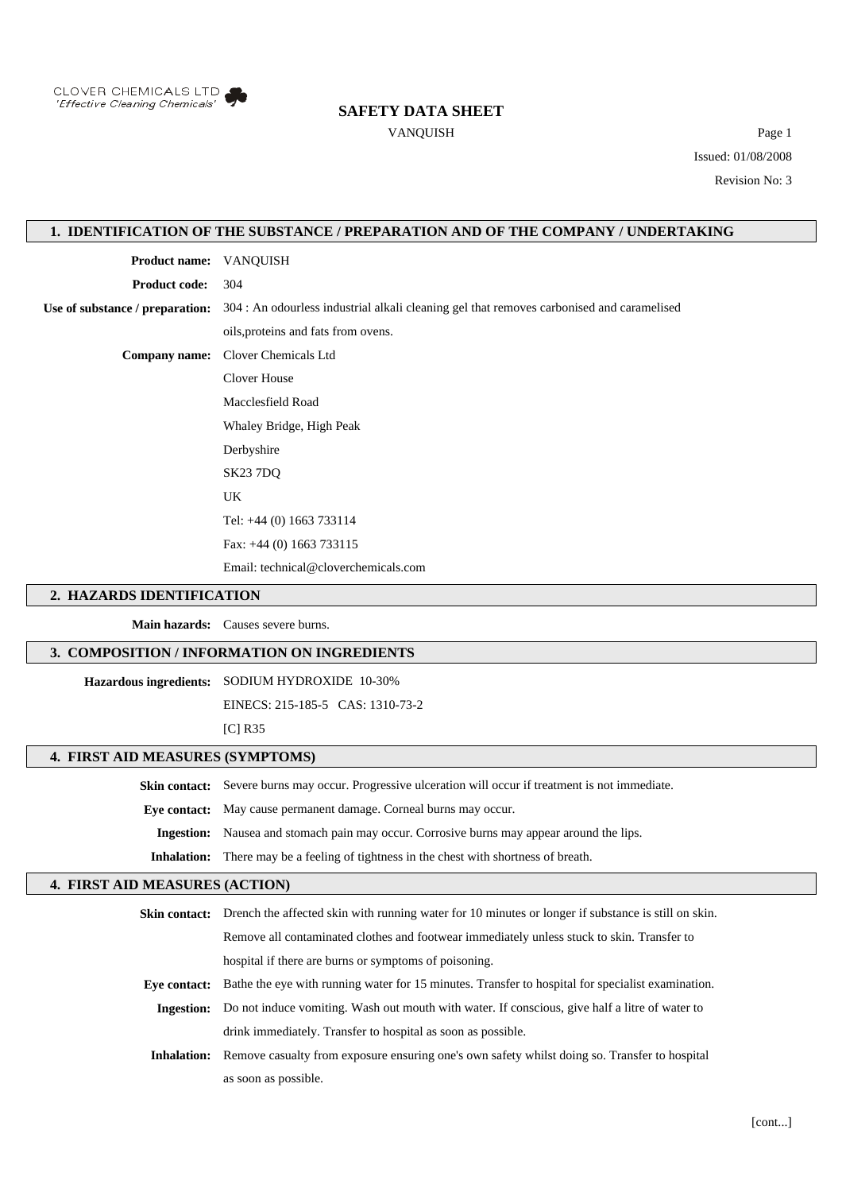CLOVER CHEMICALS LTD
*'Effective Cleaning Chemicals'*

# SAFETY DATA SHEET

VANQUISH

Issued: 01/08/2008

Revision No: 3

## 1. IDENTIFICATION OF THE SUBSTANCE / PREPARATION AND OF THE COMPANY / UNDERTAKING

**Product name:** VANQUISH

**Product code:** 304

**Use of substance / preparation:** 304 : An odourless industrial alkali cleaning gel that removes carbonised and caramelised oils,proteins and fats from ovens.

**Company name:** Clover Chemicals Ltd

Clover House

Macclesfield Road

Whaley Bridge, High Peak

Derbyshire

SK23 7DQ

UK

Tel: +44 (0) 1663 733114

Fax: +44 (0) 1663 733115

Email: technical@cloverchemicals.com

## 2. HAZARDS IDENTIFICATION

**Main hazards:** Causes severe burns.

## 3. COMPOSITION / INFORMATION ON INGREDIENTS

**Hazardous ingredients:** SODIUM HYDROXIDE 10-30%

EINECS: 215-185-5 CAS: 1310-73-2

[C] R35

## 4. FIRST AID MEASURES (SYMPTOMS)

**Skin contact:** Severe burns may occur. Progressive ulceration will occur if treatment is not immediate.

**Eye contact:** May cause permanent damage. Corneal burns may occur.

**Ingestion:** Nausea and stomach pain may occur. Corrosive burns may appear around the lips.

**Inhalation:** There may be a feeling of tightness in the chest with shortness of breath.

## 4. FIRST AID MEASURES (ACTION)

**Skin contact:** Drench the affected skin with running water for 10 minutes or longer if substance is still on skin. Remove all contaminated clothes and footwear immediately unless stuck to skin. Transfer to hospital if there are burns or symptoms of poisoning.

**Eye contact:** Bathe the eye with running water for 15 minutes. Transfer to hospital for specialist examination.

**Ingestion:** Do not induce vomiting. Wash out mouth with water. If conscious, give half a litre of water to drink immediately. Transfer to hospital as soon as possible.

**Inhalation:** Remove casualty from exposure ensuring one's own safety whilst doing so. Transfer to hospital as soon as possible.

[cont...]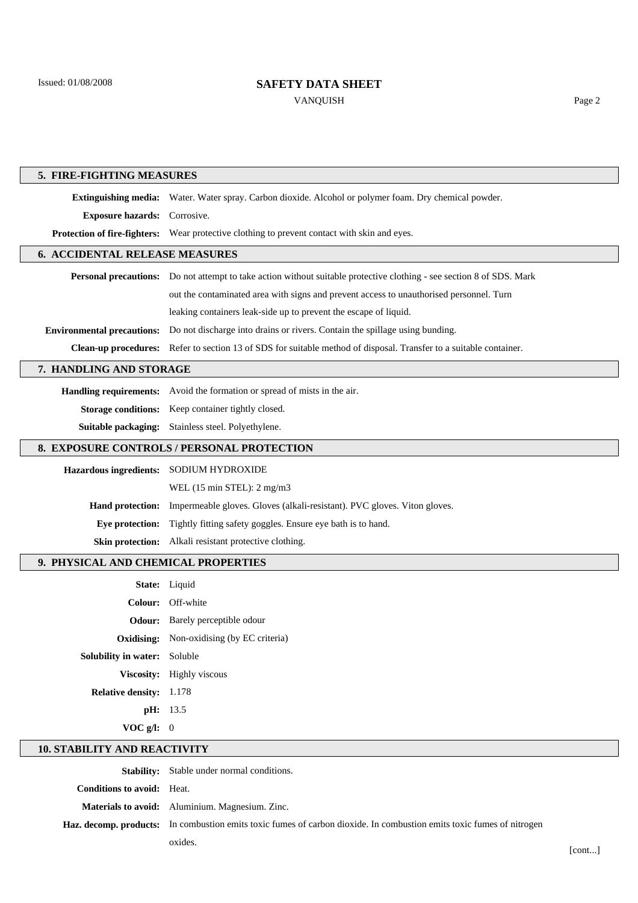## 5. FIRE-FIGHTING MEASURES

**Extinguishing media:** Water. Water spray. Carbon dioxide. Alcohol or polymer foam. Dry chemical powder.

**Exposure hazards:** Corrosive.

**Protection of fire-fighters:** Wear protective clothing to prevent contact with skin and eyes.

## 6. ACCIDENTAL RELEASE MEASURES

**Personal precautions:** Do not attempt to take action without suitable protective clothing - see section 8 of SDS. Mark out the contaminated area with signs and prevent access to unauthorised personnel. Turn leaking containers leak-side up to prevent the escape of liquid.

**Environmental precautions:** Do not discharge into drains or rivers. Contain the spillage using bunding.

**Clean-up procedures:** Refer to section 13 of SDS for suitable method of disposal. Transfer to a suitable container.

## 7. HANDLING AND STORAGE

**Handling requirements:** Avoid the formation or spread of mists in the air.

**Storage conditions:** Keep container tightly closed.

**Suitable packaging:** Stainless steel. Polyethylene.

## 8. EXPOSURE CONTROLS / PERSONAL PROTECTION

**Hazardous ingredients:** SODIUM HYDROXIDE

WEL (15 min STEL): 2 mg/m3

**Hand protection:** Impermeable gloves. Gloves (alkali-resistant). PVC gloves. Viton gloves.

**Eye protection:** Tightly fitting safety goggles. Ensure eye bath is to hand.

**Skin protection:** Alkali resistant protective clothing.

## 9. PHYSICAL AND CHEMICAL PROPERTIES

**State:** Liquid

**Colour:** Off-white

**Odour:** Barely perceptible odour

**Oxidising:** Non-oxidising (by EC criteria)

**Solubility in water:** Soluble

**Viscosity:** Highly viscous

**Relative density:** 1.178

**pH:** 13.5

**VOC g/l:** 0

## 10. STABILITY AND REACTIVITY

**Stability:** Stable under normal conditions.

**Conditions to avoid:** Heat.

**Materials to avoid:** Aluminium. Magnesium. Zinc.

**Haz. decomp. products:** In combustion emits toxic fumes of carbon dioxide. In combustion emits toxic fumes of nitrogen oxides.

[cont...]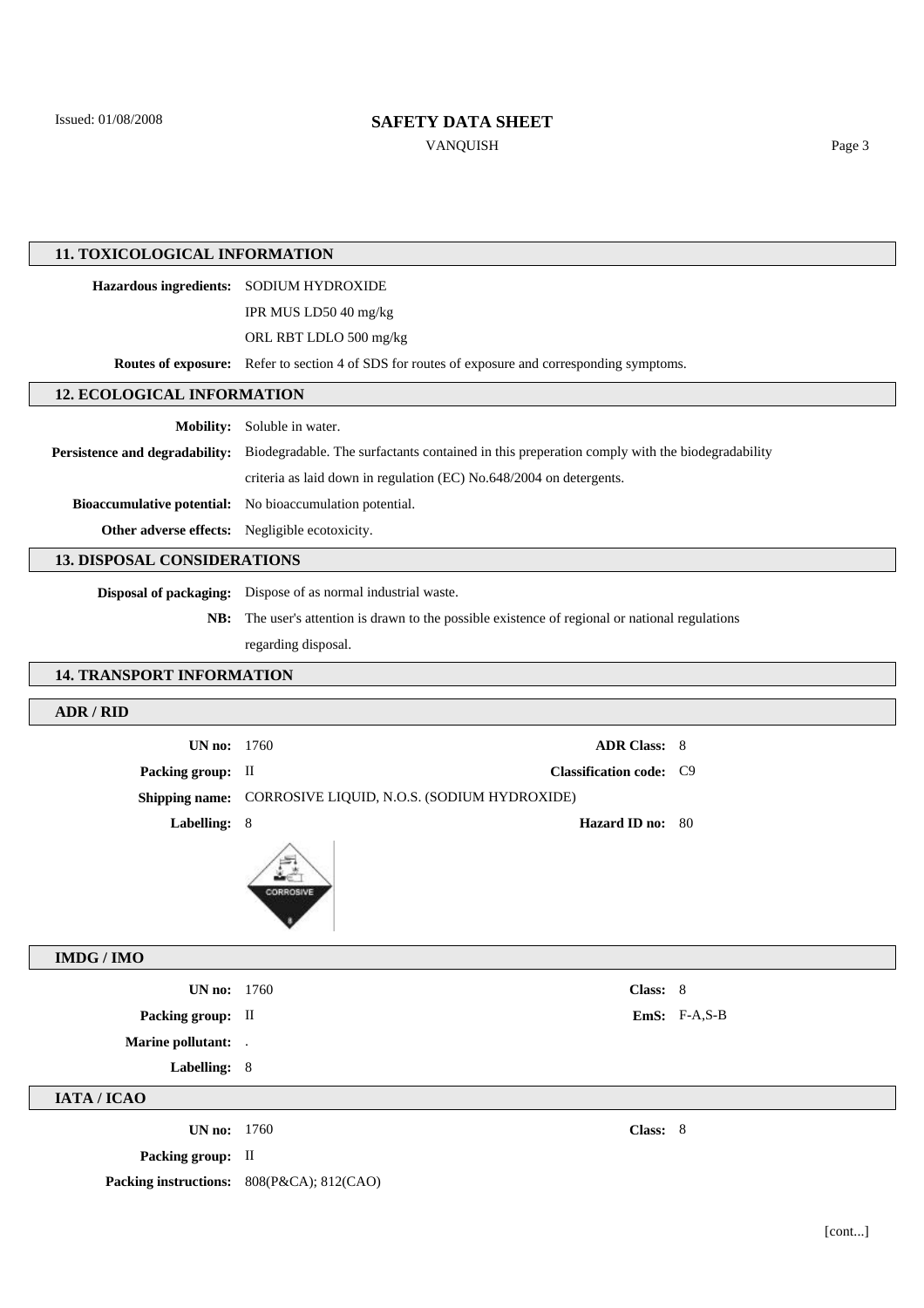## 11. TOXICOLOGICAL INFORMATION

**Hazardous ingredients:** SODIUM HYDROXIDE

IPR MUS LD50 40 mg/kg

ORL RBT LDLO 500 mg/kg

**Routes of exposure:** Refer to section 4 of SDS for routes of exposure and corresponding symptoms.

## 12. ECOLOGICAL INFORMATION

**Mobility:** Soluble in water.

**Persistence and degradability:** Biodegradable. The surfactants contained in this preperation comply with the biodegradability criteria as laid down in regulation (EC) No.648/2004 on detergents.

**Bioaccumulative potential:** No bioaccumulation potential.

**Other adverse effects:** Negligible ecotoxicity.

## 13. DISPOSAL CONSIDERATIONS

**Disposal of packaging:** Dispose of as normal industrial waste.

**NB:** The user's attention is drawn to the possible existence of regional or national regulations regarding disposal.

## 14. TRANSPORT INFORMATION

### ADR / RID

**UN no:** 1760

**ADR Class:** 8

**Packing group:** II

**Classification code:** C9

**Shipping name:** CORROSIVE LIQUID, N.O.S. (SODIUM HYDROXIDE)

**Labelling:** 8

**Hazard ID no:** 80

### IMDG / IMO

**UN no:** 1760

**Class:** 8

**Packing group:** II

**EmS:** F-A,S-B

**Marine pollutant:** .

**Labelling:** 8

### IATA / ICAO

**UN no:** 1760

**Class:** 8

**Packing group:** II

**Packing instructions:** 808(P&CA); 812(CAO)

[cont...]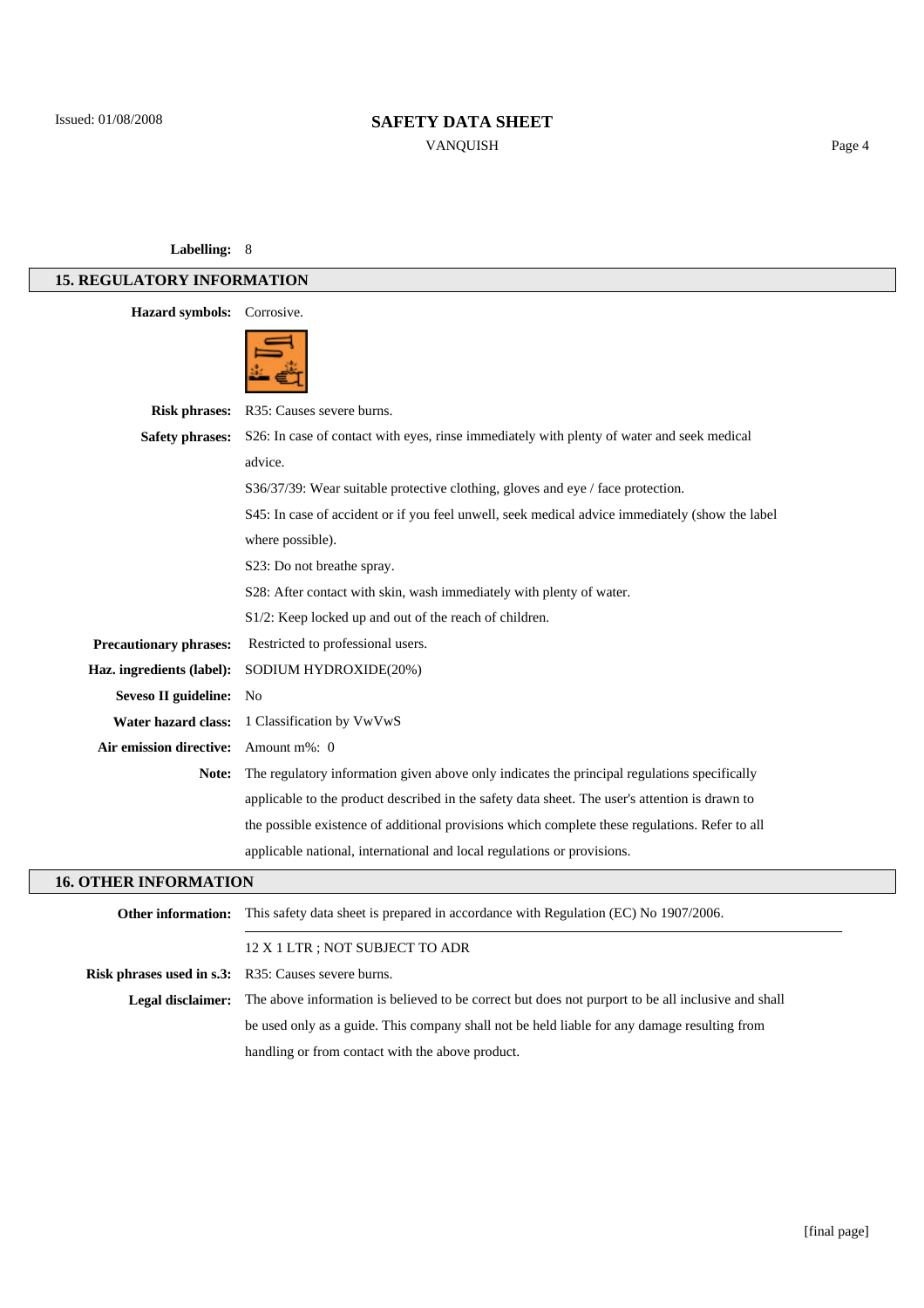**Labelling:** 8

## 15. REGULATORY INFORMATION

**Hazard symbols:** Corrosive.

**Risk phrases:** R35: Causes severe burns.

**Safety phrases:** S26: In case of contact with eyes, rinse immediately with plenty of water and seek medical advice.

S36/37/39: Wear suitable protective clothing, gloves and eye / face protection.

S45: In case of accident or if you feel unwell, seek medical advice immediately (show the label where possible).

S23: Do not breathe spray.

S28: After contact with skin, wash immediately with plenty of water.

S1/2: Keep locked up and out of the reach of children.

**Precautionary phrases:** Restricted to professional users.

**Haz. ingredients (label):** SODIUM HYDROXIDE(20%)

**Seveso II guideline:** No

**Water hazard class:** 1 Classification by VwVwS

**Air emission directive:** Amount m%: 0

**Note:** The regulatory information given above only indicates the principal regulations specifically applicable to the product described in the safety data sheet. The user's attention is drawn to the possible existence of additional provisions which complete these regulations. Refer to all applicable national, international and local regulations or provisions.

## 16. OTHER INFORMATION

**Other information:** This safety data sheet is prepared in accordance with Regulation (EC) No 1907/2006.

12 X 1 LTR ; NOT SUBJECT TO ADR

**Risk phrases used in s.3:** R35: Causes severe burns.

**Legal disclaimer:** The above information is believed to be correct but does not purport to be all inclusive and shall be used only as a guide. This company shall not be held liable for any damage resulting from handling or from contact with the above product.

[final page]